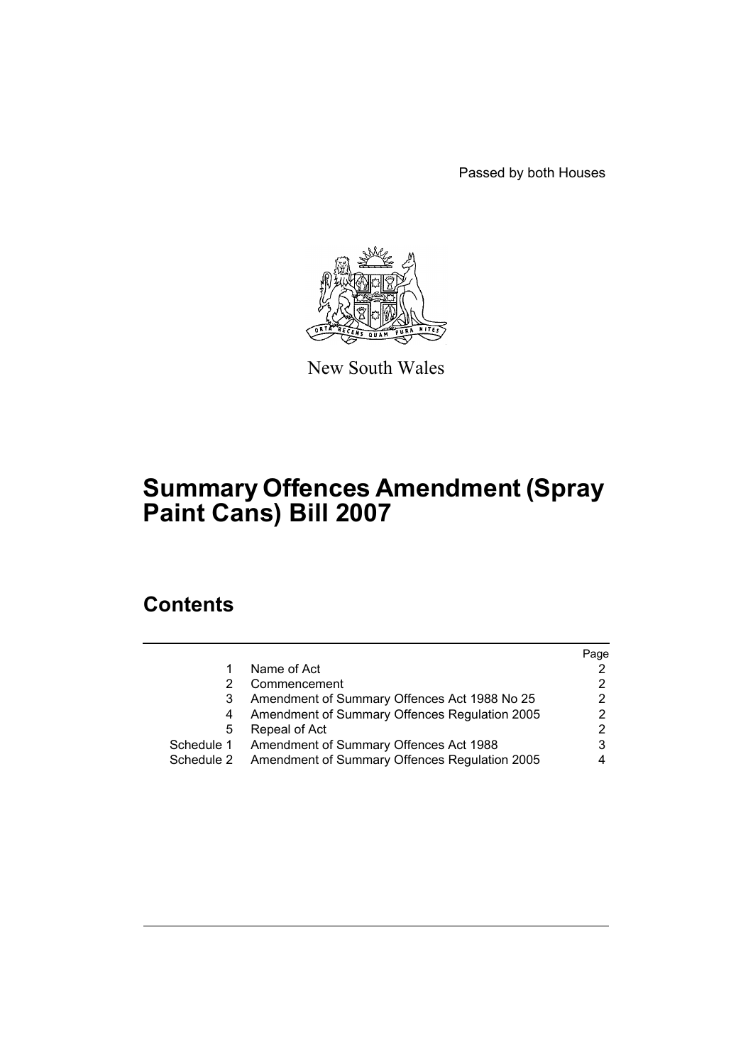Passed by both Houses

New South Wales

# Summary Offences Amendment (Spray Paint Cans) Bill 2007

## Contents

| | | Page |
|---|---|---|
| 1 | Name of Act | 2 |
| 2 | Commencement | 2 |
| 3 | Amendment of Summary Offences Act 1988 No 25 | 2 |
| 4 | Amendment of Summary Offences Regulation 2005 | 2 |
| 5 | Repeal of Act | 2 |
| Schedule 1 | Amendment of Summary Offences Act 1988 | 3 |
| Schedule 2 | Amendment of Summary Offences Regulation 2005 | 4 |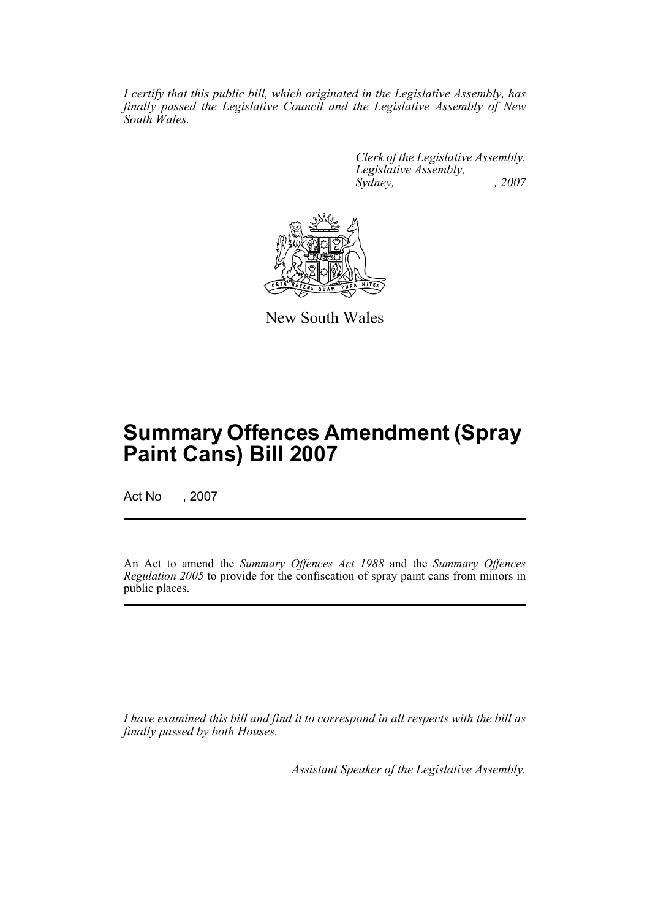*I certify that this public bill, which originated in the Legislative Assembly, has finally passed the Legislative Council and the Legislative Assembly of New South Wales.*

*Clerk of the Legislative Assembly.*
*Legislative Assembly,*
*Sydney, , 2007*

New South Wales

# Summary Offences Amendment (Spray Paint Cans) Bill 2007

Act No , 2007

An Act to amend the *Summary Offences Act 1988* and the *Summary Offences Regulation 2005* to provide for the confiscation of spray paint cans from minors in public places.

*I have examined this bill and find it to correspond in all respects with the bill as finally passed by both Houses.*

*Assistant Speaker of the Legislative Assembly.*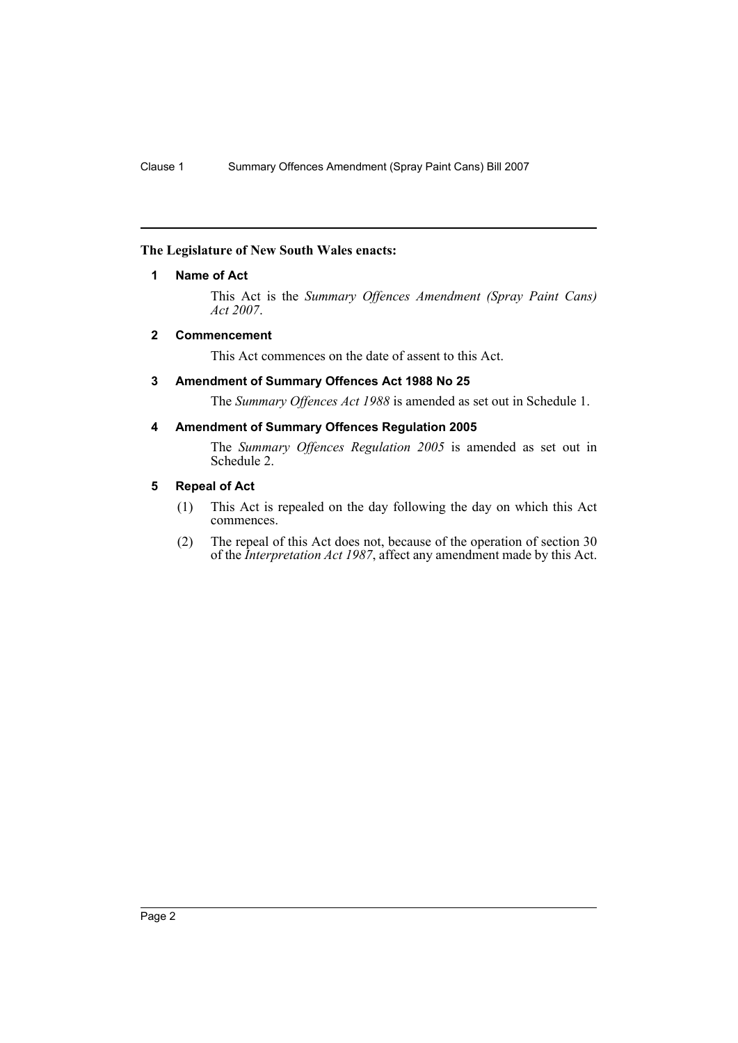**The Legislature of New South Wales enacts:**

### 1 Name of Act

This Act is the *Summary Offences Amendment (Spray Paint Cans) Act 2007*.

### 2 Commencement

This Act commences on the date of assent to this Act.

### 3 Amendment of Summary Offences Act 1988 No 25

The *Summary Offences Act 1988* is amended as set out in Schedule 1.

### 4 Amendment of Summary Offences Regulation 2005

The *Summary Offences Regulation 2005* is amended as set out in Schedule 2.

### 5 Repeal of Act

(1) This Act is repealed on the day following the day on which this Act commences.

(2) The repeal of this Act does not, because of the operation of section 30 of the *Interpretation Act 1987*, affect any amendment made by this Act.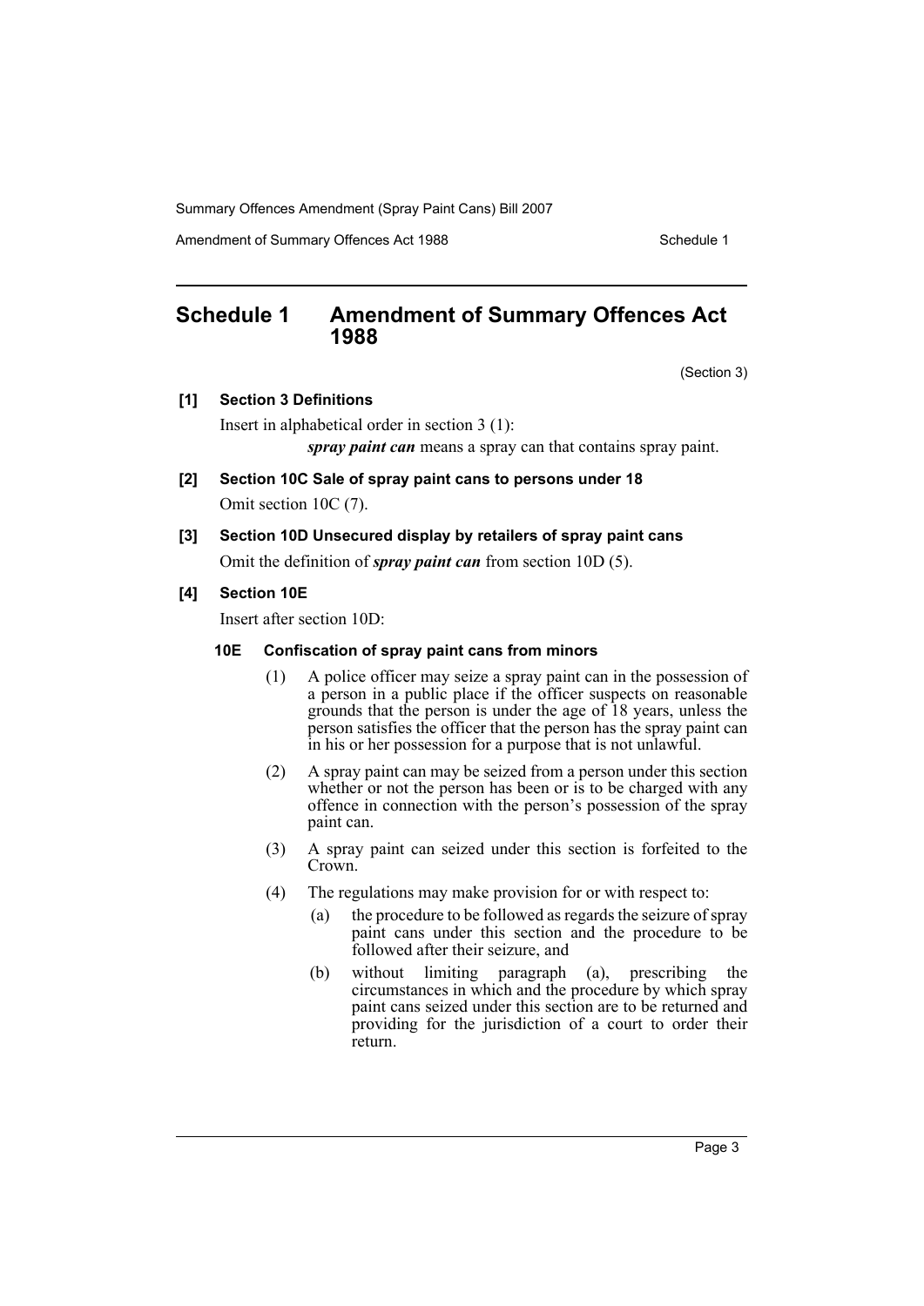# Schedule 1 Amendment of Summary Offences Act 1988

(Section 3)

**[1] Section 3 Definitions**

Insert in alphabetical order in section 3 (1):

> ***spray paint can*** means a spray can that contains spray paint.

**[2] Section 10C Sale of spray paint cans to persons under 18**

Omit section 10C (7).

**[3] Section 10D Unsecured display by retailers of spray paint cans**

Omit the definition of ***spray paint can*** from section 10D (5).

**[4] Section 10E**

Insert after section 10D:

**10E Confiscation of spray paint cans from minors**

(1) A police officer may seize a spray paint can in the possession of a person in a public place if the officer suspects on reasonable grounds that the person is under the age of 18 years, unless the person satisfies the officer that the person has the spray paint can in his or her possession for a purpose that is not unlawful.

(2) A spray paint can may be seized from a person under this section whether or not the person has been or is to be charged with any offence in connection with the person's possession of the spray paint can.

(3) A spray paint can seized under this section is forfeited to the Crown.

(4) The regulations may make provision for or with respect to:

(a) the procedure to be followed as regards the seizure of spray paint cans under this section and the procedure to be followed after their seizure, and

(b) without limiting paragraph (a), prescribing the circumstances in which and the procedure by which spray paint cans seized under this section are to be returned and providing for the jurisdiction of a court to order their return.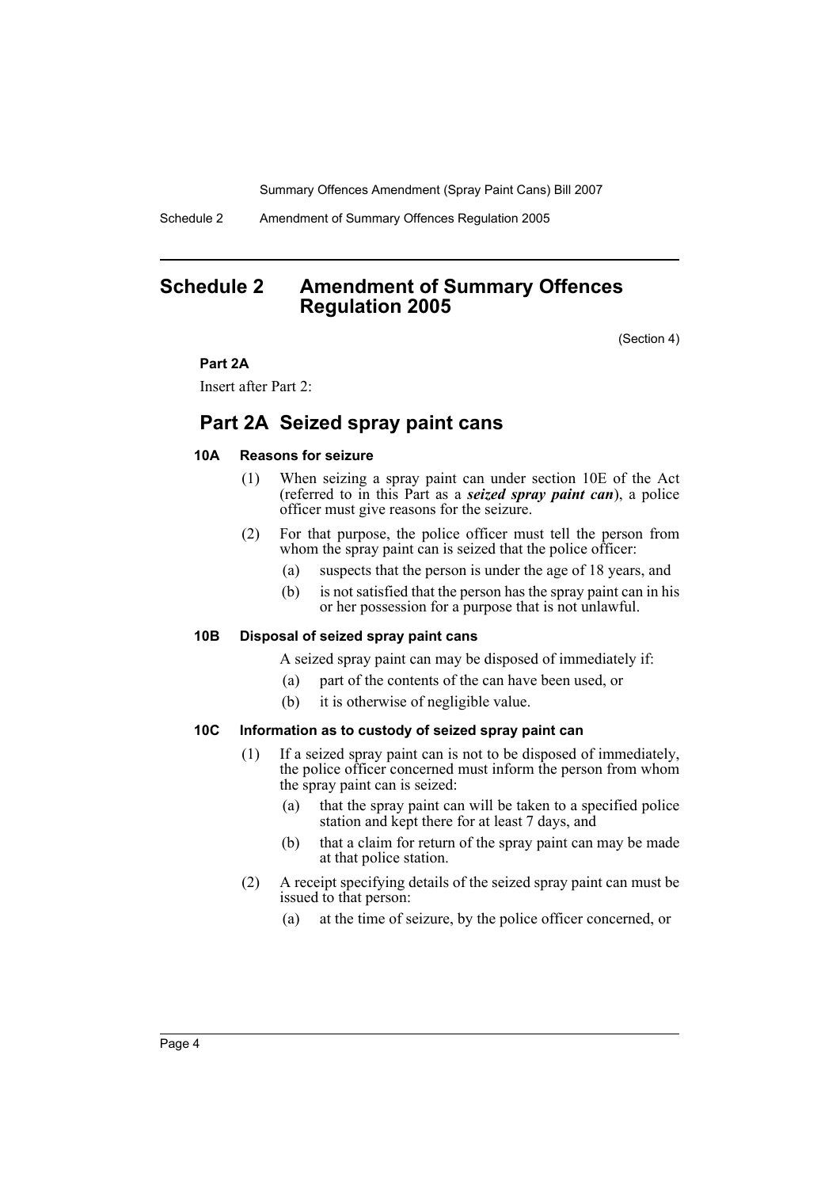# Schedule 2 Amendment of Summary Offences Regulation 2005

(Section 4)

**Part 2A**

Insert after Part 2:

## Part 2A Seized spray paint cans

### 10A Reasons for seizure

(1) When seizing a spray paint can under section 10E of the Act (referred to in this Part as a ***seized spray paint can***), a police officer must give reasons for the seizure.

(2) For that purpose, the police officer must tell the person from whom the spray paint can is seized that the police officer:

(a) suspects that the person is under the age of 18 years, and

(b) is not satisfied that the person has the spray paint can in his or her possession for a purpose that is not unlawful.

### 10B Disposal of seized spray paint cans

A seized spray paint can may be disposed of immediately if:

(a) part of the contents of the can have been used, or

(b) it is otherwise of negligible value.

### 10C Information as to custody of seized spray paint can

(1) If a seized spray paint can is not to be disposed of immediately, the police officer concerned must inform the person from whom the spray paint can is seized:

(a) that the spray paint can will be taken to a specified police station and kept there for at least 7 days, and

(b) that a claim for return of the spray paint can may be made at that police station.

(2) A receipt specifying details of the seized spray paint can must be issued to that person:

(a) at the time of seizure, by the police officer concerned, or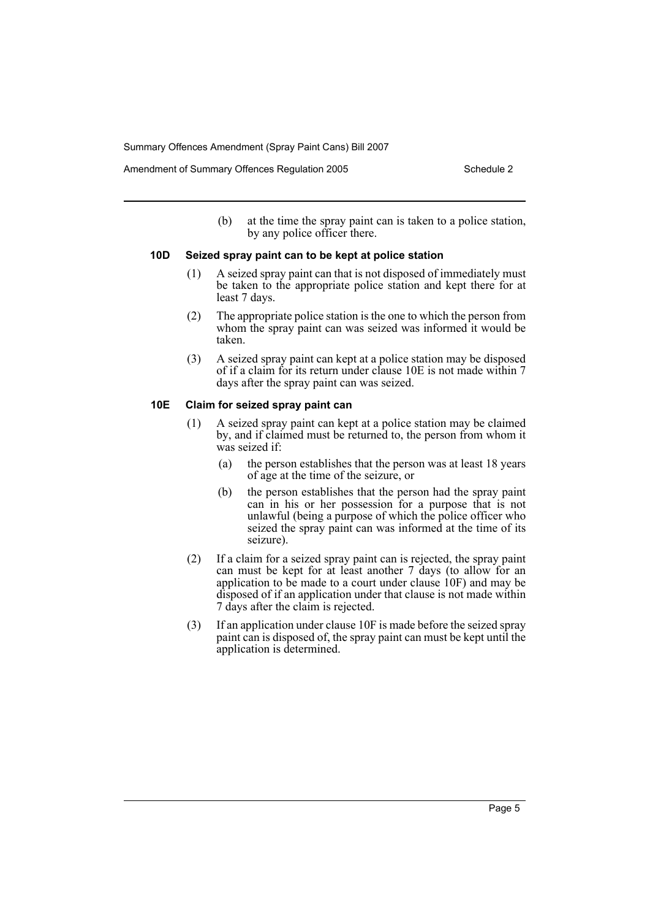(b) at the time the spray paint can is taken to a police station, by any police officer there.

**10D Seized spray paint can to be kept at police station**

(1) A seized spray paint can that is not disposed of immediately must be taken to the appropriate police station and kept there for at least 7 days.

(2) The appropriate police station is the one to which the person from whom the spray paint can was seized was informed it would be taken.

(3) A seized spray paint can kept at a police station may be disposed of if a claim for its return under clause 10E is not made within 7 days after the spray paint can was seized.

**10E Claim for seized spray paint can**

(1) A seized spray paint can kept at a police station may be claimed by, and if claimed must be returned to, the person from whom it was seized if:

(a) the person establishes that the person was at least 18 years of age at the time of the seizure, or

(b) the person establishes that the person had the spray paint can in his or her possession for a purpose that is not unlawful (being a purpose of which the police officer who seized the spray paint can was informed at the time of its seizure).

(2) If a claim for a seized spray paint can is rejected, the spray paint can must be kept for at least another 7 days (to allow for an application to be made to a court under clause 10F) and may be disposed of if an application under that clause is not made within 7 days after the claim is rejected.

(3) If an application under clause 10F is made before the seized spray paint can is disposed of, the spray paint can must be kept until the application is determined.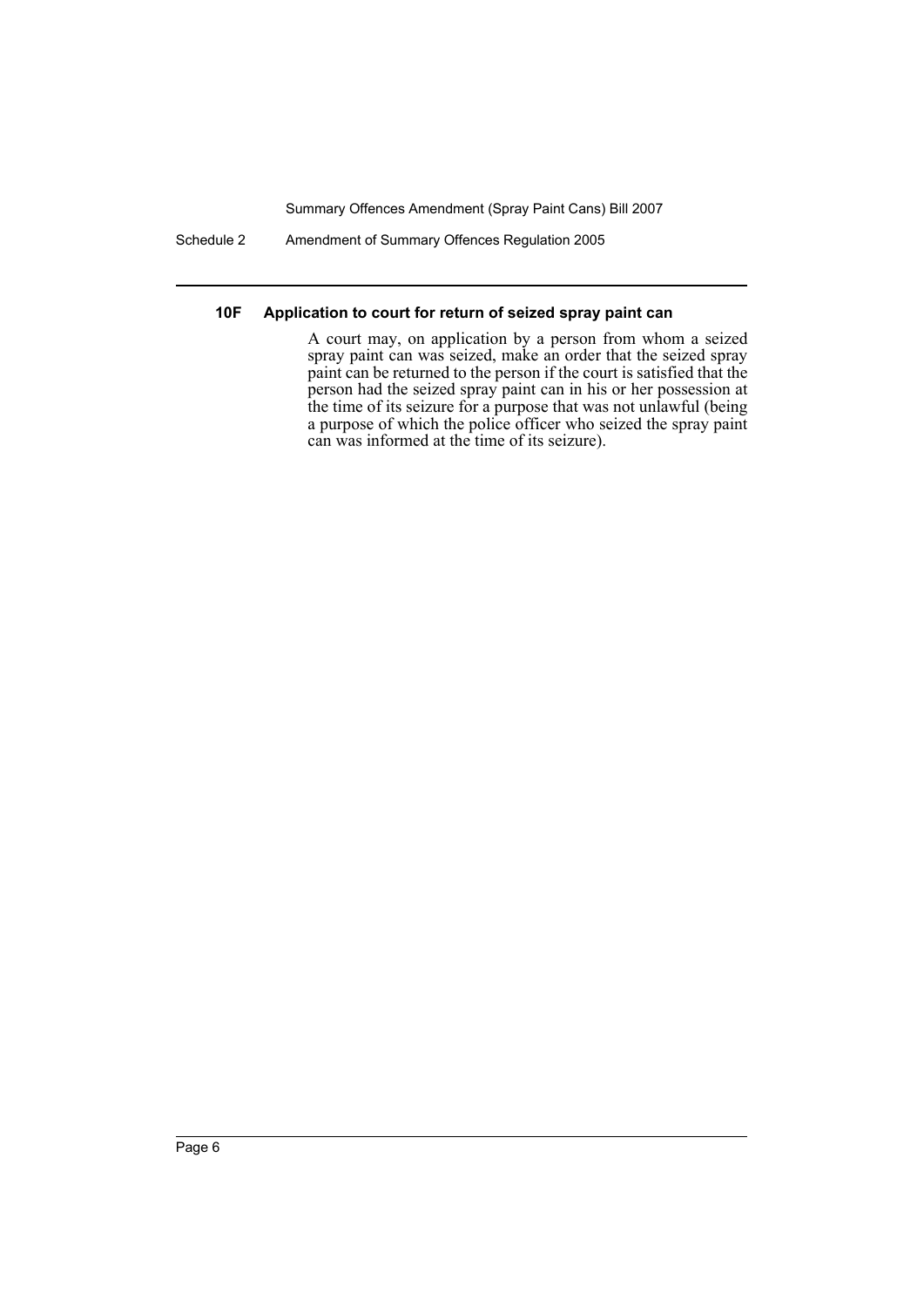#### 10F Application to court for return of seized spray paint can

A court may, on application by a person from whom a seized spray paint can was seized, make an order that the seized spray paint can be returned to the person if the court is satisfied that the person had the seized spray paint can in his or her possession at the time of its seizure for a purpose that was not unlawful (being a purpose of which the police officer who seized the spray paint can was informed at the time of its seizure).